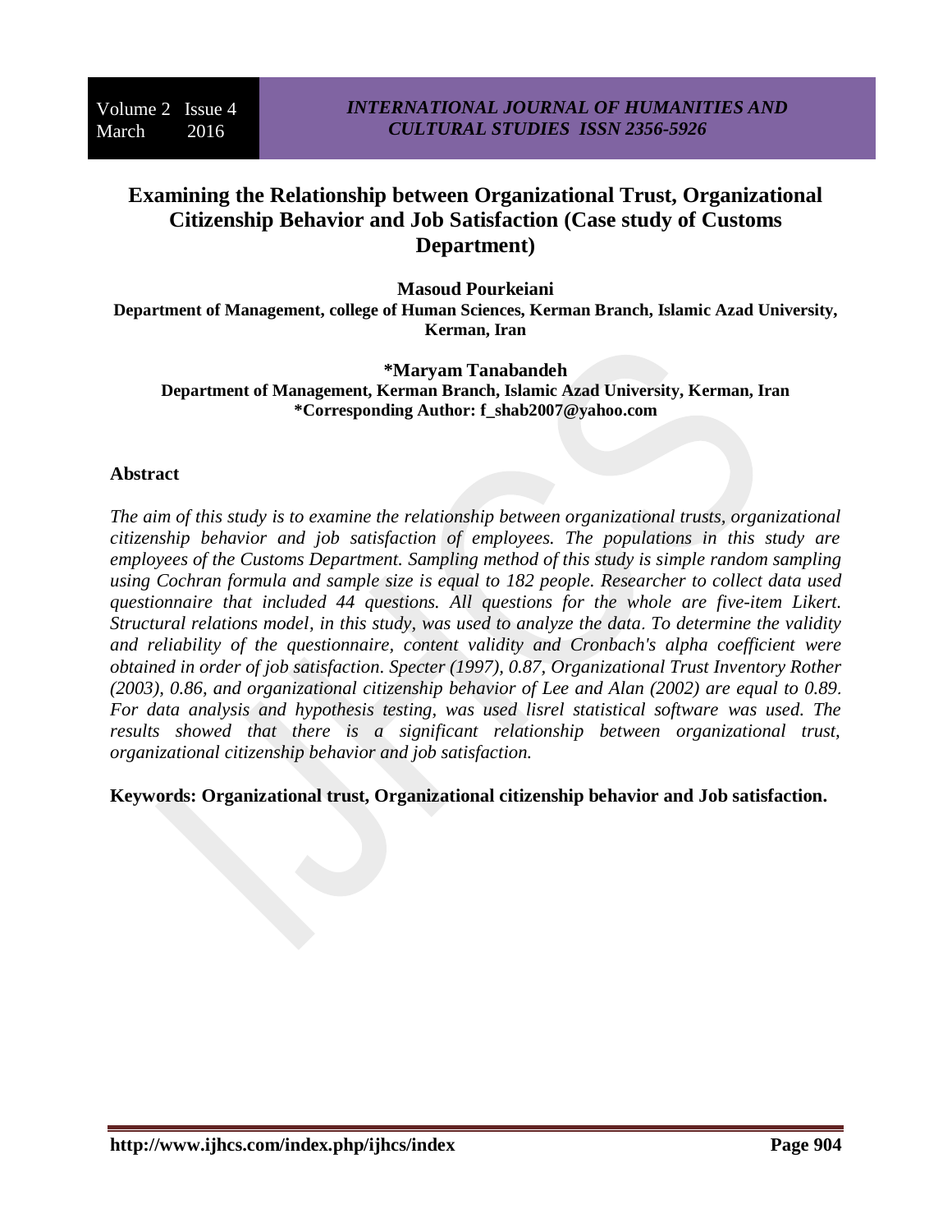# Examining the Relationship between Organizational Trust, Organizational Citizenship Behavior and Job Satisfaction (Case study of Customs Department)

**Masoud Pourkeiani**
**Department of Management, college of Human Sciences, Kerman Branch, Islamic Azad University, Kerman, Iran**

**\*Maryam Tanabandeh**
**Department of Management, Kerman Branch, Islamic Azad University, Kerman, Iran**
**\*Corresponding Author: f_shab2007@yahoo.com**

## Abstract

*The aim of this study is to examine the relationship between organizational trusts, organizational citizenship behavior and job satisfaction of employees. The populations in this study are employees of the Customs Department. Sampling method of this study is simple random sampling using Cochran formula and sample size is equal to 182 people. Researcher to collect data used questionnaire that included 44 questions. All questions for the whole are five-item Likert. Structural relations model, in this study, was used to analyze the data. To determine the validity and reliability of the questionnaire, content validity and Cronbach's alpha coefficient were obtained in order of job satisfaction. Specter (1997), 0.87, Organizational Trust Inventory Rother (2003), 0.86, and organizational citizenship behavior of Lee and Alan (2002) are equal to 0.89. For data analysis and hypothesis testing, was used lisrel statistical software was used. The results showed that there is a significant relationship between organizational trust, organizational citizenship behavior and job satisfaction.*

**Keywords: Organizational trust, Organizational citizenship behavior and Job satisfaction.**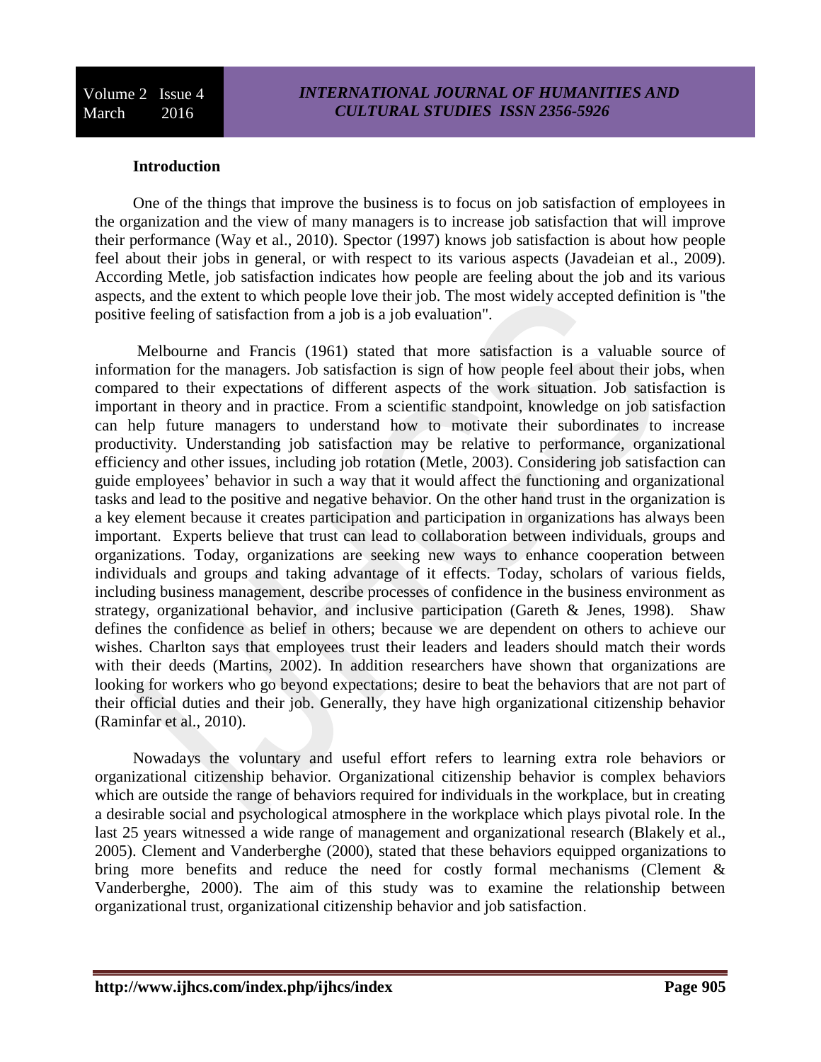## Introduction

One of the things that improve the business is to focus on job satisfaction of employees in the organization and the view of many managers is to increase job satisfaction that will improve their performance (Way et al., 2010). Spector (1997) knows job satisfaction is about how people feel about their jobs in general, or with respect to its various aspects (Javadeian et al., 2009). According Metle, job satisfaction indicates how people are feeling about the job and its various aspects, and the extent to which people love their job. The most widely accepted definition is "the positive feeling of satisfaction from a job is a job evaluation".

Melbourne and Francis (1961) stated that more satisfaction is a valuable source of information for the managers. Job satisfaction is sign of how people feel about their jobs, when compared to their expectations of different aspects of the work situation. Job satisfaction is important in theory and in practice. From a scientific standpoint, knowledge on job satisfaction can help future managers to understand how to motivate their subordinates to increase productivity. Understanding job satisfaction may be relative to performance, organizational efficiency and other issues, including job rotation (Metle, 2003). Considering job satisfaction can guide employees' behavior in such a way that it would affect the functioning and organizational tasks and lead to the positive and negative behavior. On the other hand trust in the organization is a key element because it creates participation and participation in organizations has always been important. Experts believe that trust can lead to collaboration between individuals, groups and organizations. Today, organizations are seeking new ways to enhance cooperation between individuals and groups and taking advantage of it effects. Today, scholars of various fields, including business management, describe processes of confidence in the business environment as strategy, organizational behavior, and inclusive participation (Gareth & Jenes, 1998). Shaw defines the confidence as belief in others; because we are dependent on others to achieve our wishes. Charlton says that employees trust their leaders and leaders should match their words with their deeds (Martins, 2002). In addition researchers have shown that organizations are looking for workers who go beyond expectations; desire to beat the behaviors that are not part of their official duties and their job. Generally, they have high organizational citizenship behavior (Raminfar et al., 2010).

Nowadays the voluntary and useful effort refers to learning extra role behaviors or organizational citizenship behavior. Organizational citizenship behavior is complex behaviors which are outside the range of behaviors required for individuals in the workplace, but in creating a desirable social and psychological atmosphere in the workplace which plays pivotal role. In the last 25 years witnessed a wide range of management and organizational research (Blakely et al., 2005). Clement and Vanderberghe (2000), stated that these behaviors equipped organizations to bring more benefits and reduce the need for costly formal mechanisms (Clement & Vanderberghe, 2000). The aim of this study was to examine the relationship between organizational trust, organizational citizenship behavior and job satisfaction.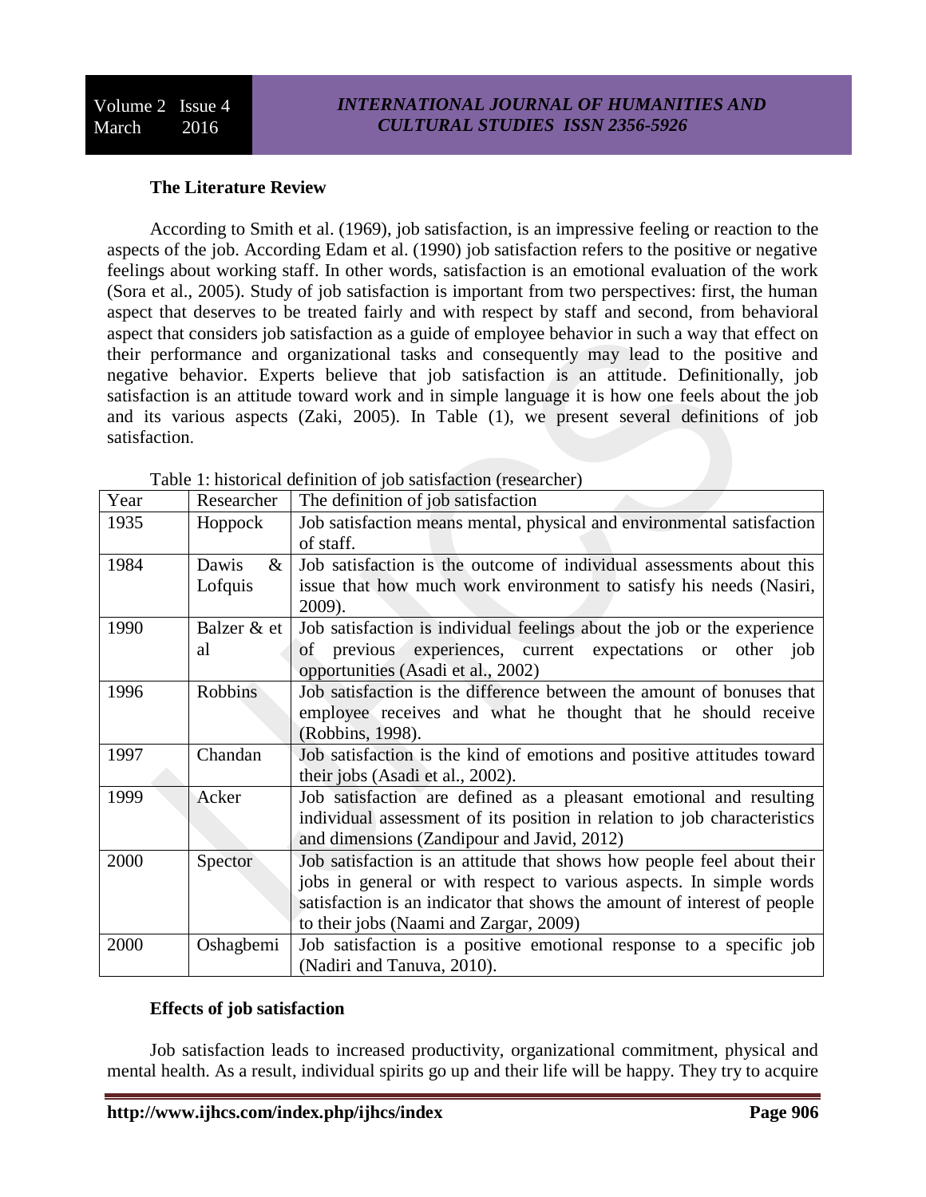### The Literature Review

According to Smith et al. (1969), job satisfaction, is an impressive feeling or reaction to the aspects of the job. According Edam et al. (1990) job satisfaction refers to the positive or negative feelings about working staff. In other words, satisfaction is an emotional evaluation of the work (Sora et al., 2005). Study of job satisfaction is important from two perspectives: first, the human aspect that deserves to be treated fairly and with respect by staff and second, from behavioral aspect that considers job satisfaction as a guide of employee behavior in such a way that effect on their performance and organizational tasks and consequently may lead to the positive and negative behavior. Experts believe that job satisfaction is an attitude. Definitionally, job satisfaction is an attitude toward work and in simple language it is how one feels about the job and its various aspects (Zaki, 2005). In Table (1), we present several definitions of job satisfaction.

Table 1: historical definition of job satisfaction (researcher)

| Year | Researcher | The definition of job satisfaction |
|---|---|---|
| 1935 | Hoppock | Job satisfaction means mental, physical and environmental satisfaction of staff. |
| 1984 | Dawis & Lofquis | Job satisfaction is the outcome of individual assessments about this issue that how much work environment to satisfy his needs (Nasiri, 2009). |
| 1990 | Balzer & et al | Job satisfaction is individual feelings about the job or the experience of previous experiences, current expectations or other job opportunities (Asadi et al., 2002) |
| 1996 | Robbins | Job satisfaction is the difference between the amount of bonuses that employee receives and what he thought that he should receive (Robbins, 1998). |
| 1997 | Chandan | Job satisfaction is the kind of emotions and positive attitudes toward their jobs (Asadi et al., 2002). |
| 1999 | Acker | Job satisfaction are defined as a pleasant emotional and resulting individual assessment of its position in relation to job characteristics and dimensions (Zandipour and Javid, 2012) |
| 2000 | Spector | Job satisfaction is an attitude that shows how people feel about their jobs in general or with respect to various aspects. In simple words satisfaction is an indicator that shows the amount of interest of people to their jobs (Naami and Zargar, 2009) |
| 2000 | Oshagbemi | Job satisfaction is a positive emotional response to a specific job (Nadiri and Tanuva, 2010). |

### Effects of job satisfaction

Job satisfaction leads to increased productivity, organizational commitment, physical and mental health. As a result, individual spirits go up and their life will be happy. They try to acquire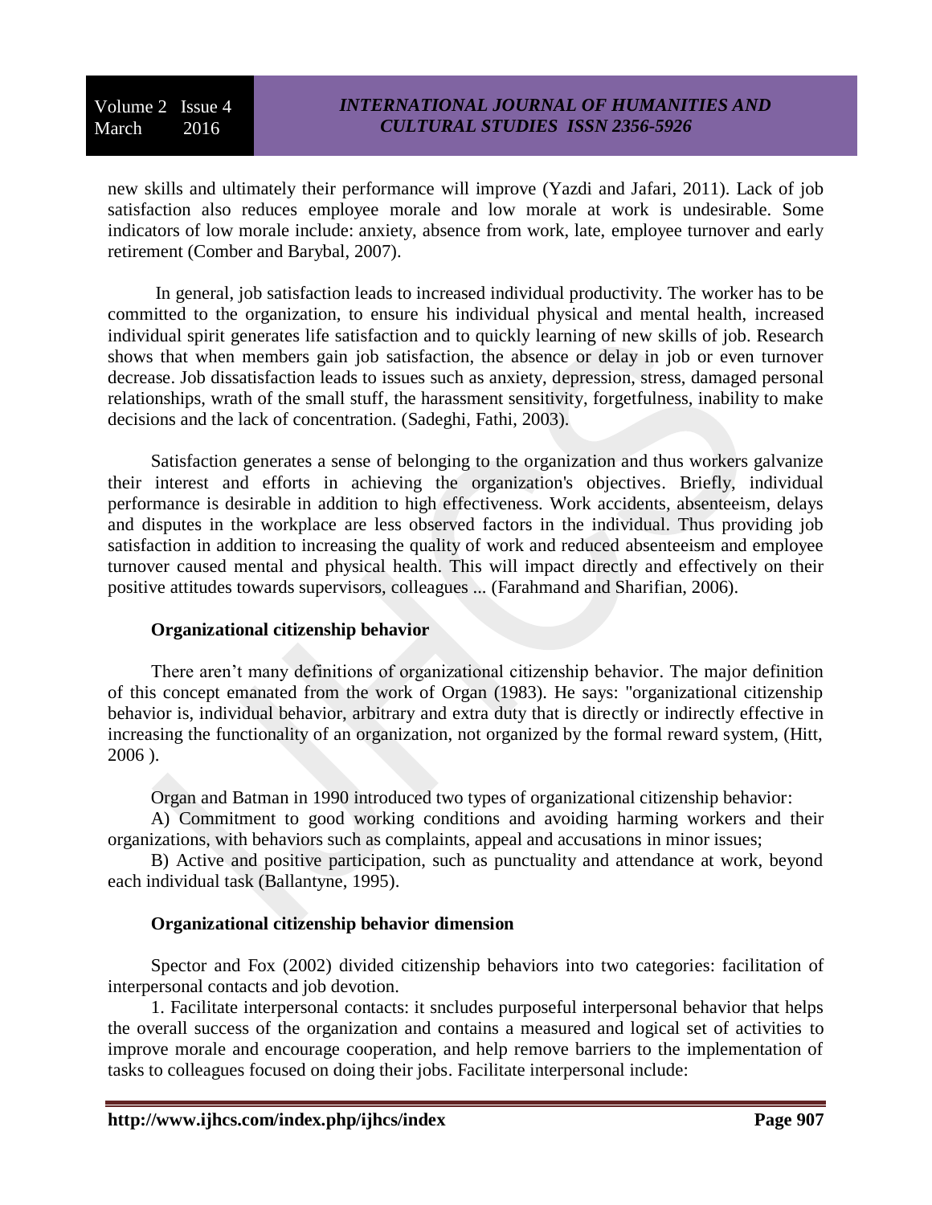new skills and ultimately their performance will improve (Yazdi and Jafari, 2011). Lack of job satisfaction also reduces employee morale and low morale at work is undesirable. Some indicators of low morale include: anxiety, absence from work, late, employee turnover and early retirement (Comber and Barybal, 2007).

In general, job satisfaction leads to increased individual productivity. The worker has to be committed to the organization, to ensure his individual physical and mental health, increased individual spirit generates life satisfaction and to quickly learning of new skills of job. Research shows that when members gain job satisfaction, the absence or delay in job or even turnover decrease. Job dissatisfaction leads to issues such as anxiety, depression, stress, damaged personal relationships, wrath of the small stuff, the harassment sensitivity, forgetfulness, inability to make decisions and the lack of concentration. (Sadeghi, Fathi, 2003).

Satisfaction generates a sense of belonging to the organization and thus workers galvanize their interest and efforts in achieving the organization's objectives. Briefly, individual performance is desirable in addition to high effectiveness. Work accidents, absenteeism, delays and disputes in the workplace are less observed factors in the individual. Thus providing job satisfaction in addition to increasing the quality of work and reduced absenteeism and employee turnover caused mental and physical health. This will impact directly and effectively on their positive attitudes towards supervisors, colleagues ... (Farahmand and Sharifian, 2006).

### Organizational citizenship behavior

There aren't many definitions of organizational citizenship behavior. The major definition of this concept emanated from the work of Organ (1983). He says: "organizational citizenship behavior is, individual behavior, arbitrary and extra duty that is directly or indirectly effective in increasing the functionality of an organization, not organized by the formal reward system, (Hitt, 2006 ).

Organ and Batman in 1990 introduced two types of organizational citizenship behavior:

A) Commitment to good working conditions and avoiding harming workers and their organizations, with behaviors such as complaints, appeal and accusations in minor issues;

B) Active and positive participation, such as punctuality and attendance at work, beyond each individual task (Ballantyne, 1995).

### Organizational citizenship behavior dimension

Spector and Fox (2002) divided citizenship behaviors into two categories: facilitation of interpersonal contacts and job devotion.

1. Facilitate interpersonal contacts: it sncludes purposeful interpersonal behavior that helps the overall success of the organization and contains a measured and logical set of activities to improve morale and encourage cooperation, and help remove barriers to the implementation of tasks to colleagues focused on doing their jobs. Facilitate interpersonal include: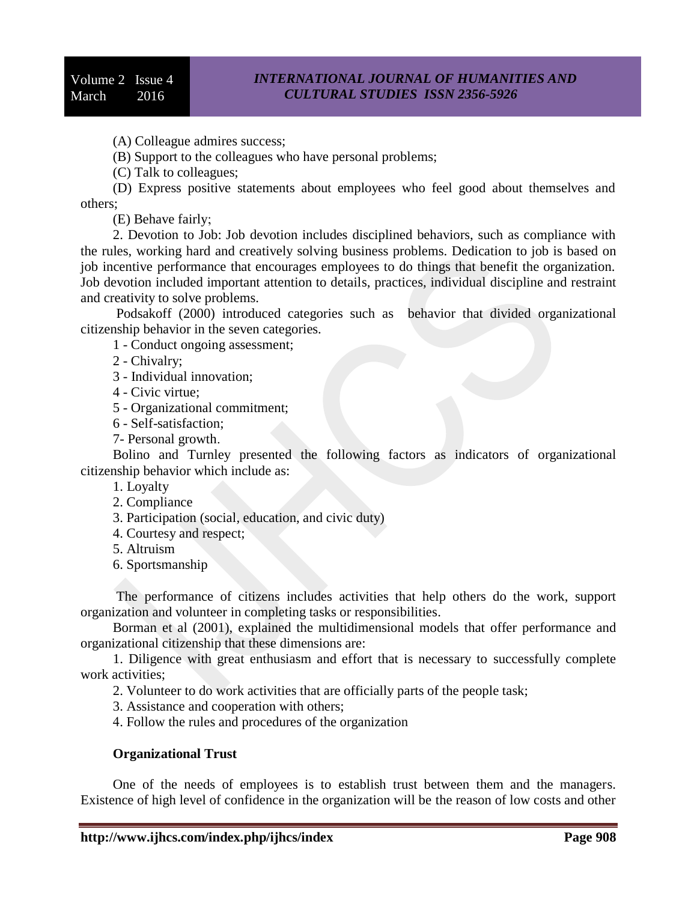(A) Colleague admires success;

(B) Support to the colleagues who have personal problems;

(C) Talk to colleagues;

(D) Express positive statements about employees who feel good about themselves and others;

(E) Behave fairly;

2. Devotion to Job: Job devotion includes disciplined behaviors, such as compliance with the rules, working hard and creatively solving business problems. Dedication to job is based on job incentive performance that encourages employees to do things that benefit the organization. Job devotion included important attention to details, practices, individual discipline and restraint and creativity to solve problems.

Podsakoff (2000) introduced categories such as behavior that divided organizational citizenship behavior in the seven categories.

1 - Conduct ongoing assessment;

2 - Chivalry;

3 - Individual innovation;

4 - Civic virtue;

5 - Organizational commitment;

6 - Self-satisfaction;

7- Personal growth.

Bolino and Turnley presented the following factors as indicators of organizational citizenship behavior which include as:

1. Loyalty
2. Compliance
3. Participation (social, education, and civic duty)
4. Courtesy and respect;
5. Altruism
6. Sportsmanship

The performance of citizens includes activities that help others do the work, support organization and volunteer in completing tasks or responsibilities.

Borman et al (2001), explained the multidimensional models that offer performance and organizational citizenship that these dimensions are:

1. Diligence with great enthusiasm and effort that is necessary to successfully complete work activities;
2. Volunteer to do work activities that are officially parts of the people task;
3. Assistance and cooperation with others;
4. Follow the rules and procedures of the organization

**Organizational Trust**

One of the needs of employees is to establish trust between them and the managers. Existence of high level of confidence in the organization will be the reason of low costs and other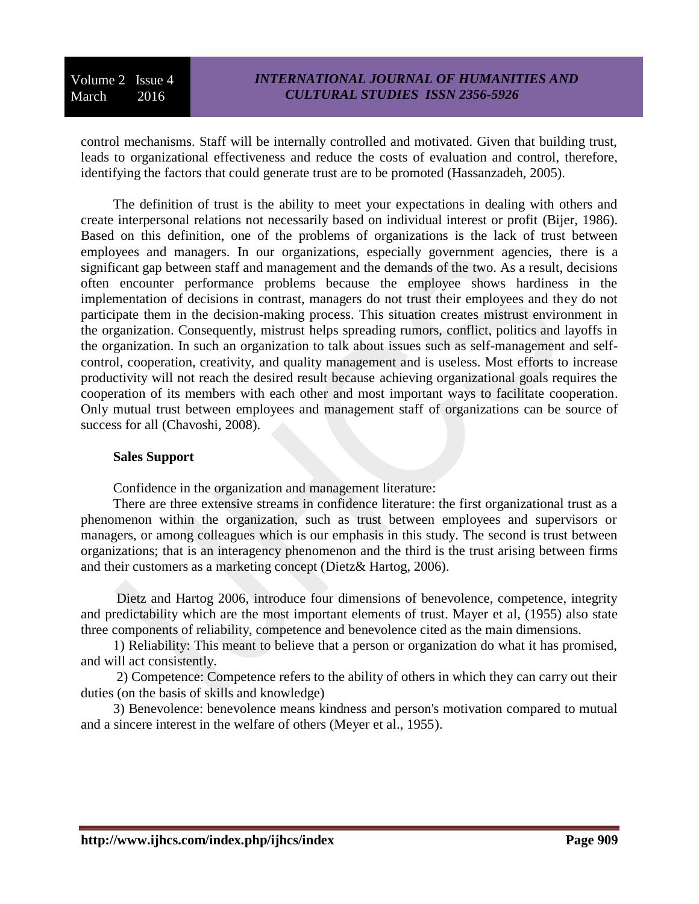control mechanisms. Staff will be internally controlled and motivated. Given that building trust, leads to organizational effectiveness and reduce the costs of evaluation and control, therefore, identifying the factors that could generate trust are to be promoted (Hassanzadeh, 2005).

The definition of trust is the ability to meet your expectations in dealing with others and create interpersonal relations not necessarily based on individual interest or profit (Bijer, 1986). Based on this definition, one of the problems of organizations is the lack of trust between employees and managers. In our organizations, especially government agencies, there is a significant gap between staff and management and the demands of the two. As a result, decisions often encounter performance problems because the employee shows hardiness in the implementation of decisions in contrast, managers do not trust their employees and they do not participate them in the decision-making process. This situation creates mistrust environment in the organization. Consequently, mistrust helps spreading rumors, conflict, politics and layoffs in the organization. In such an organization to talk about issues such as self-management and self-control, cooperation, creativity, and quality management and is useless. Most efforts to increase productivity will not reach the desired result because achieving organizational goals requires the cooperation of its members with each other and most important ways to facilitate cooperation. Only mutual trust between employees and management staff of organizations can be source of success for all (Chavoshi, 2008).

**Sales Support**

Confidence in the organization and management literature:

There are three extensive streams in confidence literature: the first organizational trust as a phenomenon within the organization, such as trust between employees and supervisors or managers, or among colleagues which is our emphasis in this study. The second is trust between organizations; that is an interagency phenomenon and the third is the trust arising between firms and their customers as a marketing concept (Dietz& Hartog, 2006).

Dietz and Hartog 2006, introduce four dimensions of benevolence, competence, integrity and predictability which are the most important elements of trust. Mayer et al, (1955) also state three components of reliability, competence and benevolence cited as the main dimensions.

1) Reliability: This meant to believe that a person or organization do what it has promised, and will act consistently.

2) Competence: Competence refers to the ability of others in which they can carry out their duties (on the basis of skills and knowledge)

3) Benevolence: benevolence means kindness and person's motivation compared to mutual and a sincere interest in the welfare of others (Meyer et al., 1955).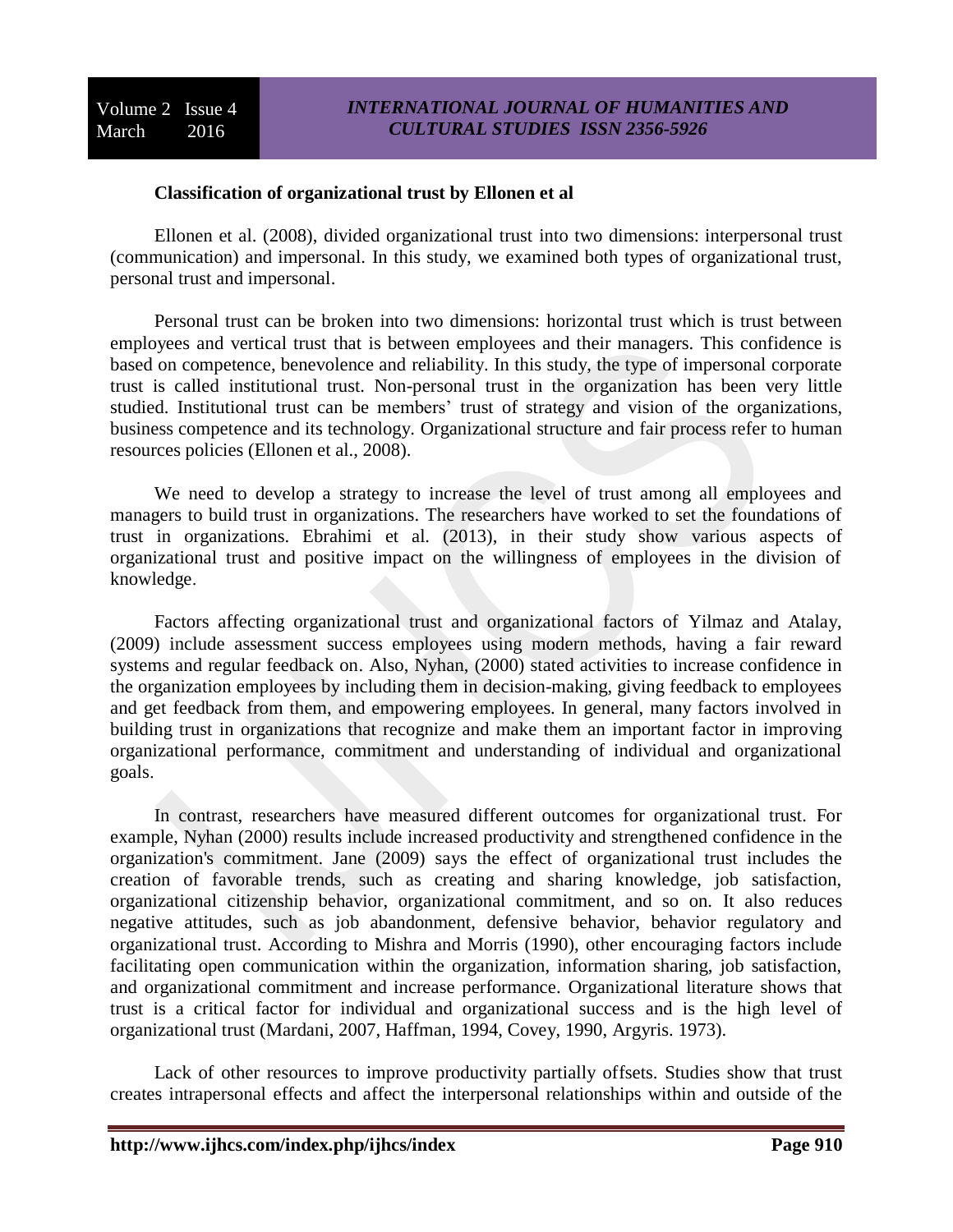**Classification of organizational trust by Ellonen et al**

Ellonen et al. (2008), divided organizational trust into two dimensions: interpersonal trust (communication) and impersonal. In this study, we examined both types of organizational trust, personal trust and impersonal.

Personal trust can be broken into two dimensions: horizontal trust which is trust between employees and vertical trust that is between employees and their managers. This confidence is based on competence, benevolence and reliability. In this study, the type of impersonal corporate trust is called institutional trust. Non-personal trust in the organization has been very little studied. Institutional trust can be members' trust of strategy and vision of the organizations, business competence and its technology. Organizational structure and fair process refer to human resources policies (Ellonen et al., 2008).

We need to develop a strategy to increase the level of trust among all employees and managers to build trust in organizations. The researchers have worked to set the foundations of trust in organizations. Ebrahimi et al. (2013), in their study show various aspects of organizational trust and positive impact on the willingness of employees in the division of knowledge.

Factors affecting organizational trust and organizational factors of Yilmaz and Atalay, (2009) include assessment success employees using modern methods, having a fair reward systems and regular feedback on. Also, Nyhan, (2000) stated activities to increase confidence in the organization employees by including them in decision-making, giving feedback to employees and get feedback from them, and empowering employees. In general, many factors involved in building trust in organizations that recognize and make them an important factor in improving organizational performance, commitment and understanding of individual and organizational goals.

In contrast, researchers have measured different outcomes for organizational trust. For example, Nyhan (2000) results include increased productivity and strengthened confidence in the organization's commitment. Jane (2009) says the effect of organizational trust includes the creation of favorable trends, such as creating and sharing knowledge, job satisfaction, organizational citizenship behavior, organizational commitment, and so on. It also reduces negative attitudes, such as job abandonment, defensive behavior, behavior regulatory and organizational trust. According to Mishra and Morris (1990), other encouraging factors include facilitating open communication within the organization, information sharing, job satisfaction, and organizational commitment and increase performance. Organizational literature shows that trust is a critical factor for individual and organizational success and is the high level of organizational trust (Mardani, 2007, Haffman, 1994, Covey, 1990, Argyris. 1973).

Lack of other resources to improve productivity partially offsets. Studies show that trust creates intrapersonal effects and affect the interpersonal relationships within and outside of the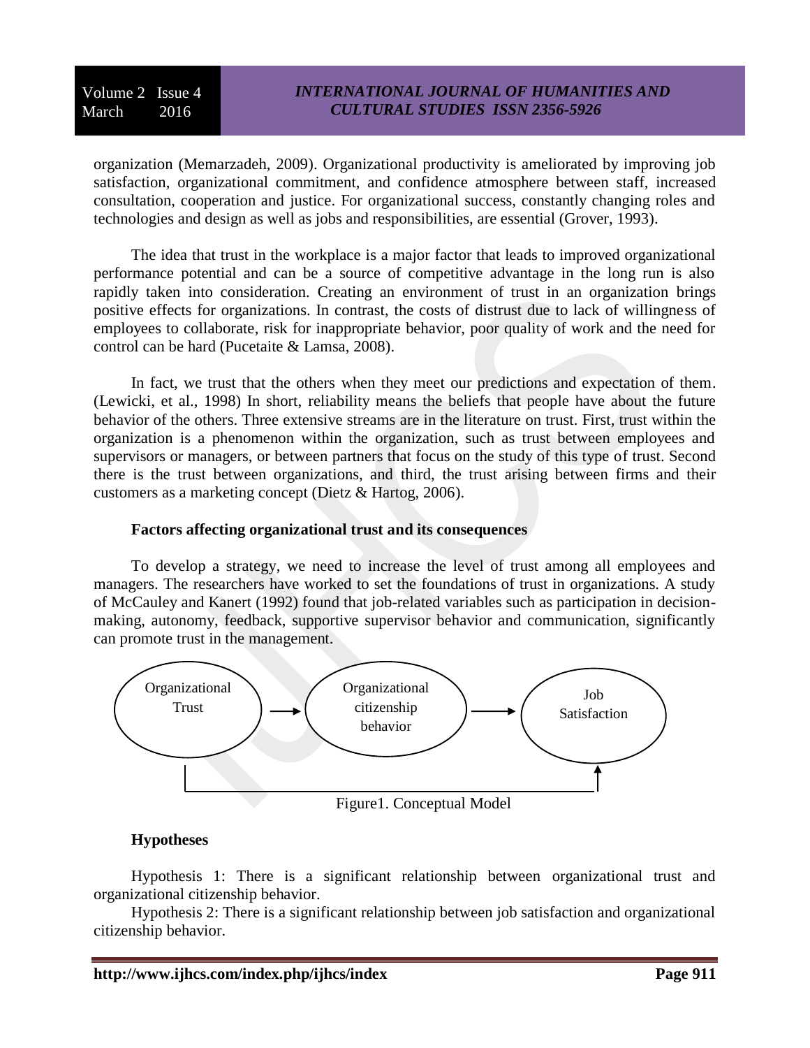organization (Memarzadeh, 2009). Organizational productivity is ameliorated by improving job satisfaction, organizational commitment, and confidence atmosphere between staff, increased consultation, cooperation and justice. For organizational success, constantly changing roles and technologies and design as well as jobs and responsibilities, are essential (Grover, 1993).

The idea that trust in the workplace is a major factor that leads to improved organizational performance potential and can be a source of competitive advantage in the long run is also rapidly taken into consideration. Creating an environment of trust in an organization brings positive effects for organizations. In contrast, the costs of distrust due to lack of willingness of employees to collaborate, risk for inappropriate behavior, poor quality of work and the need for control can be hard (Pucetaite & Lamsa, 2008).

In fact, we trust that the others when they meet our predictions and expectation of them. (Lewicki, et al., 1998) In short, reliability means the beliefs that people have about the future behavior of the others. Three extensive streams are in the literature on trust. First, trust within the organization is a phenomenon within the organization, such as trust between employees and supervisors or managers, or between partners that focus on the study of this type of trust. Second there is the trust between organizations, and third, the trust arising between firms and their customers as a marketing concept (Dietz & Hartog, 2006).

**Factors affecting organizational trust and its consequences**

To develop a strategy, we need to increase the level of trust among all employees and managers. The researchers have worked to set the foundations of trust in organizations. A study of McCauley and Kanert (1992) found that job-related variables such as participation in decision-making, autonomy, feedback, supportive supervisor behavior and communication, significantly can promote trust in the management.

Organizational Trust → Organizational citizenship behavior → Job Satisfaction

Organizational Trust → Job Satisfaction

Figure1. Conceptual Model

**Hypotheses**

Hypothesis 1: There is a significant relationship between organizational trust and organizational citizenship behavior.

Hypothesis 2: There is a significant relationship between job satisfaction and organizational citizenship behavior.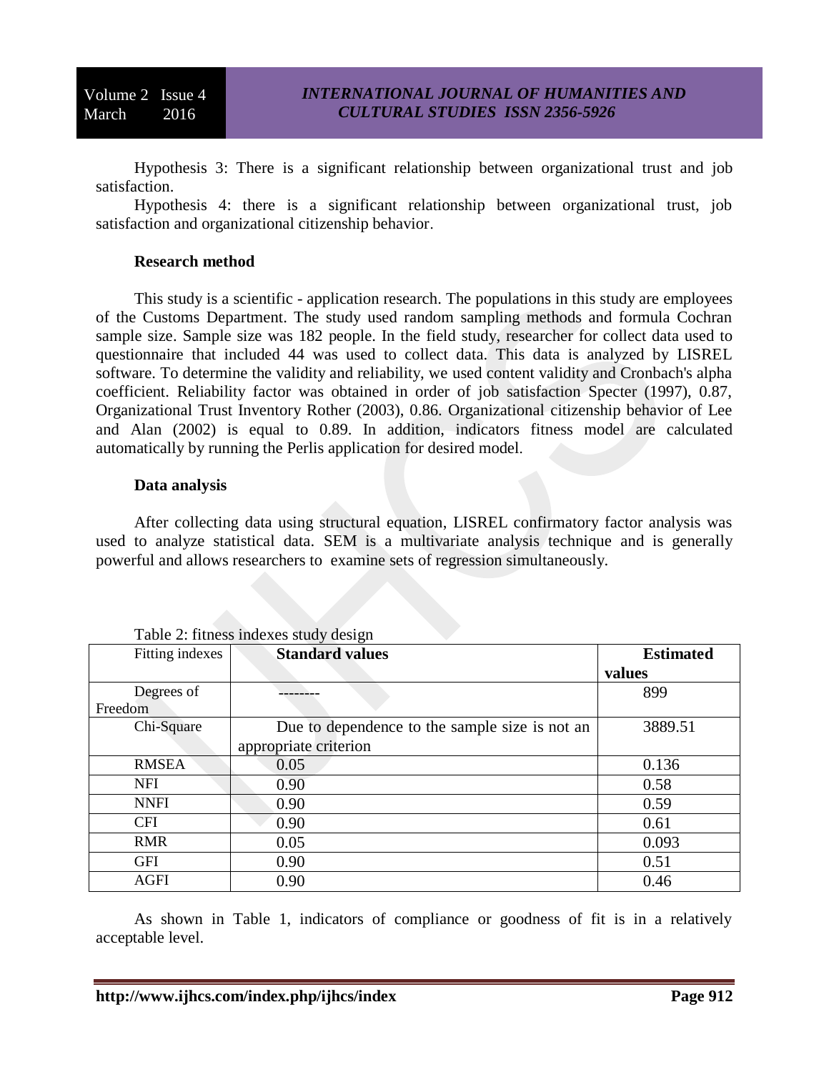Hypothesis 3: There is a significant relationship between organizational trust and job satisfaction.

Hypothesis 4: there is a significant relationship between organizational trust, job satisfaction and organizational citizenship behavior.

**Research method**

This study is a scientific - application research. The populations in this study are employees of the Customs Department. The study used random sampling methods and formula Cochran sample size. Sample size was 182 people. In the field study, researcher for collect data used to questionnaire that included 44 was used to collect data. This data is analyzed by LISREL software. To determine the validity and reliability, we used content validity and Cronbach's alpha coefficient. Reliability factor was obtained in order of job satisfaction Specter (1997), 0.87, Organizational Trust Inventory Rother (2003), 0.86. Organizational citizenship behavior of Lee and Alan (2002) is equal to 0.89. In addition, indicators fitness model are calculated automatically by running the Perlis application for desired model.

**Data analysis**

After collecting data using structural equation, LISREL confirmatory factor analysis was used to analyze statistical data. SEM is a multivariate analysis technique and is generally powerful and allows researchers to examine sets of regression simultaneously.

Table 2: fitness indexes study design

| Fitting indexes | **Standard values** | **Estimated values** |
|---|---|---|
| Degrees of Freedom | -------- | 899 |
| Chi-Square | Due to dependence to the sample size is not an appropriate criterion | 3889.51 |
| RMSEA | 0.05 | 0.136 |
| NFI | 0.90 | 0.58 |
| NNFI | 0.90 | 0.59 |
| CFI | 0.90 | 0.61 |
| RMR | 0.05 | 0.093 |
| GFI | 0.90 | 0.51 |
| AGFI | 0.90 | 0.46 |

As shown in Table 1, indicators of compliance or goodness of fit is in a relatively acceptable level.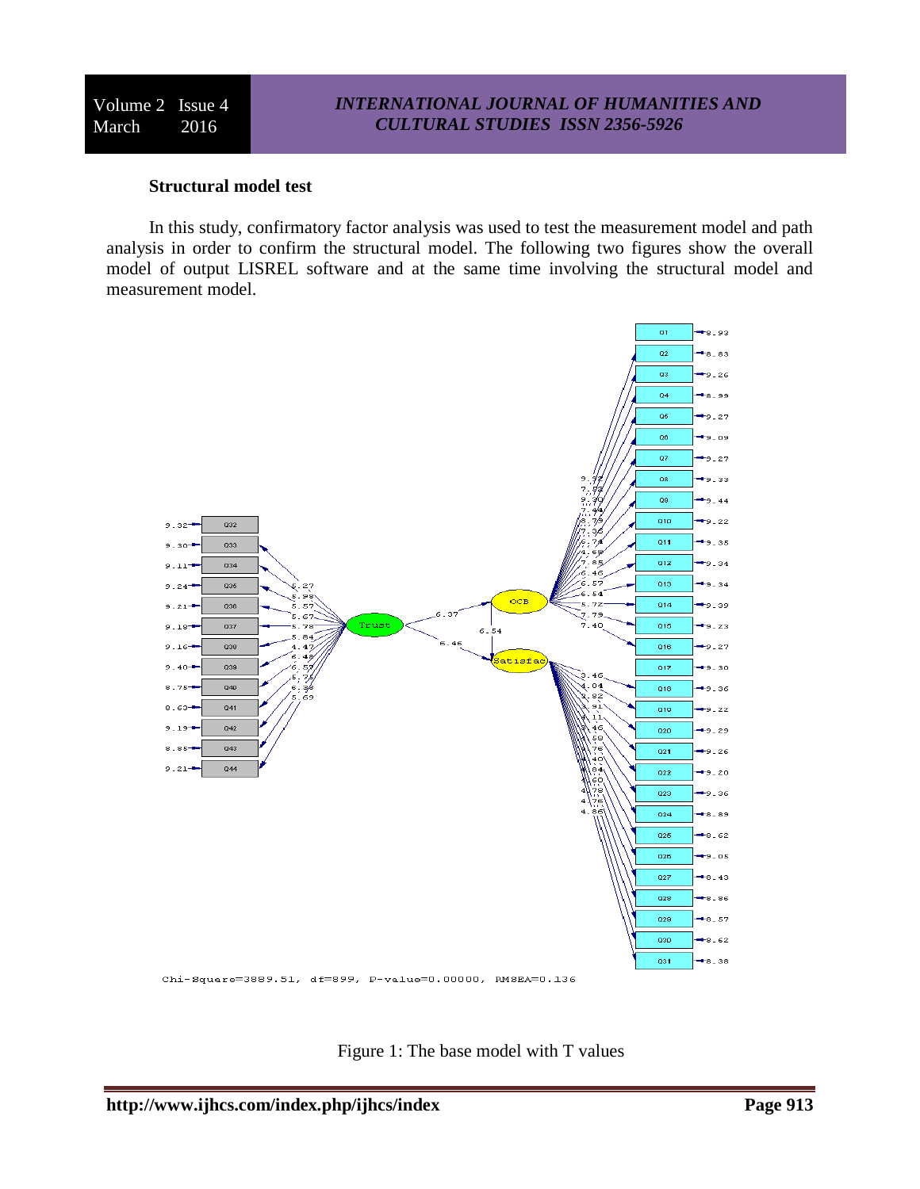### Structural model test

In this study, confirmatory factor analysis was used to test the measurement model and path analysis in order to confirm the structural model. The following two figures show the overall model of output LISREL software and at the same time involving the structural model and measurement model.

Chi-Square=3889.51, df=899, P-value=0.00000, RMSEA=0.136

Figure 1: The base model with T values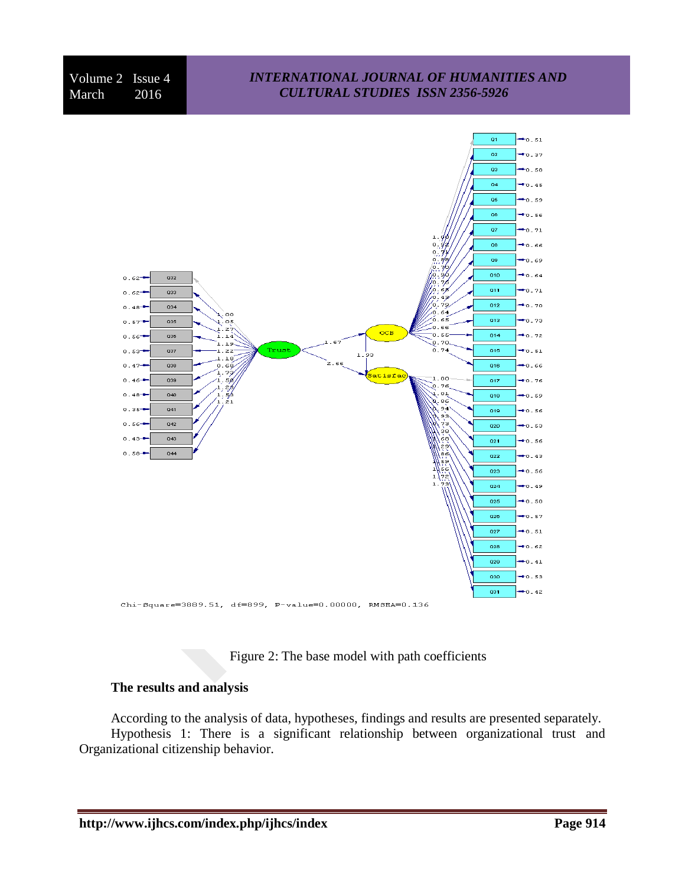Chi-Square=3889.51, df=899, P-value=0.00000, RMSEA=0.136

Figure 2: The base model with path coefficients

### The results and analysis

According to the analysis of data, hypotheses, findings and results are presented separately.

Hypothesis 1: There is a significant relationship between organizational trust and Organizational citizenship behavior.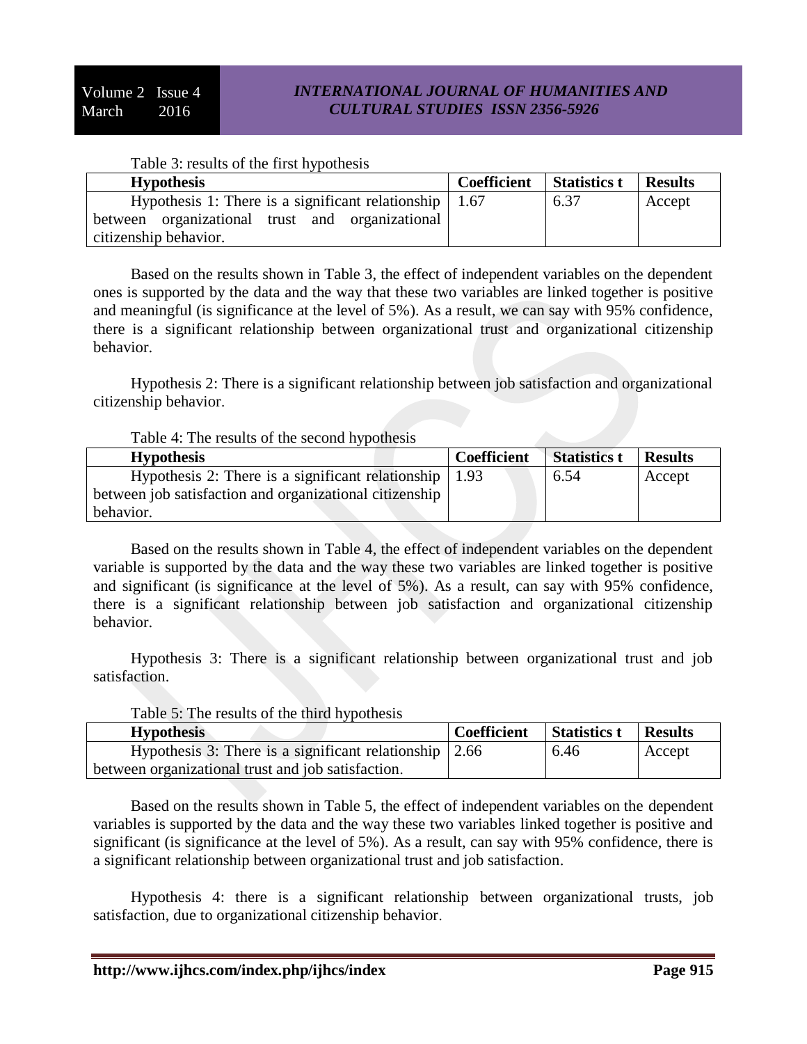Table 3: results of the first hypothesis

| Hypothesis | Coefficient | Statistics t | Results |
|---|---|---|---|
| Hypothesis 1: There is a significant relationship between organizational trust and organizational citizenship behavior. | 1.67 | 6.37 | Accept |

Based on the results shown in Table 3, the effect of independent variables on the dependent ones is supported by the data and the way that these two variables are linked together is positive and meaningful (is significance at the level of 5%). As a result, we can say with 95% confidence, there is a significant relationship between organizational trust and organizational citizenship behavior.

Hypothesis 2: There is a significant relationship between job satisfaction and organizational citizenship behavior.

Table 4: The results of the second hypothesis

| Hypothesis | Coefficient | Statistics t | Results |
|---|---|---|---|
| Hypothesis 2: There is a significant relationship between job satisfaction and organizational citizenship behavior. | 1.93 | 6.54 | Accept |

Based on the results shown in Table 4, the effect of independent variables on the dependent variable is supported by the data and the way these two variables are linked together is positive and significant (is significance at the level of 5%). As a result, can say with 95% confidence, there is a significant relationship between job satisfaction and organizational citizenship behavior.

Hypothesis 3: There is a significant relationship between organizational trust and job satisfaction.

Table 5: The results of the third hypothesis

| Hypothesis | Coefficient | Statistics t | Results |
|---|---|---|---|
| Hypothesis 3: There is a significant relationship between organizational trust and job satisfaction. | 2.66 | 6.46 | Accept |

Based on the results shown in Table 5, the effect of independent variables on the dependent variables is supported by the data and the way these two variables linked together is positive and significant (is significance at the level of 5%). As a result, can say with 95% confidence, there is a significant relationship between organizational trust and job satisfaction.

Hypothesis 4: there is a significant relationship between organizational trusts, job satisfaction, due to organizational citizenship behavior.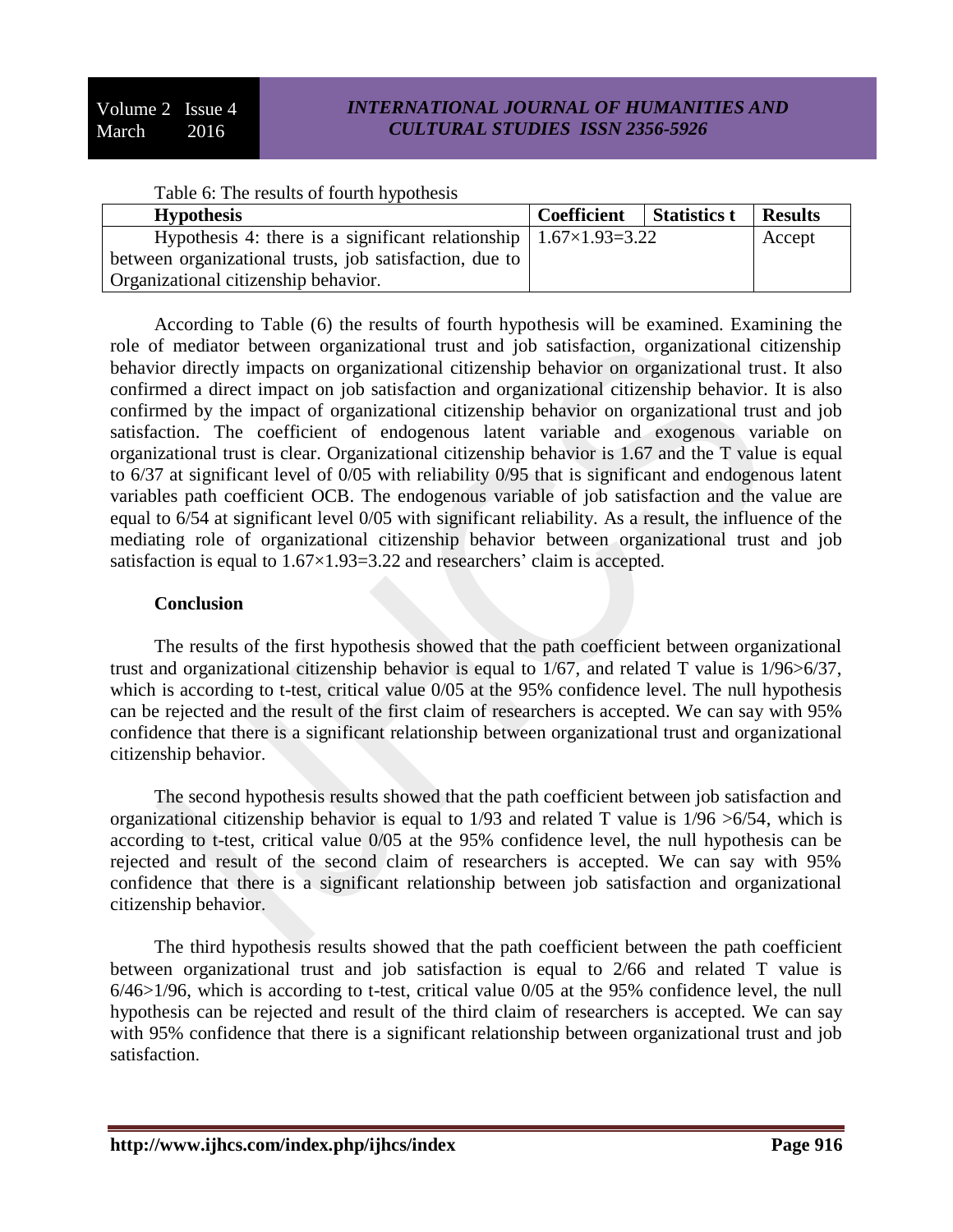Table 6: The results of fourth hypothesis

| Hypothesis | Coefficient | Statistics t | Results |
|---|---|---|---|
| Hypothesis 4: there is a significant relationship between organizational trusts, job satisfaction, due to Organizational citizenship behavior. | $1.67\times1.93=3.22$ | | Accept |

According to Table (6) the results of fourth hypothesis will be examined. Examining the role of mediator between organizational trust and job satisfaction, organizational citizenship behavior directly impacts on organizational citizenship behavior on organizational trust. It also confirmed a direct impact on job satisfaction and organizational citizenship behavior. It is also confirmed by the impact of organizational citizenship behavior on organizational trust and job satisfaction. The coefficient of endogenous latent variable and exogenous variable on organizational trust is clear. Organizational citizenship behavior is 1.67 and the T value is equal to 6/37 at significant level of 0/05 with reliability 0/95 that is significant and endogenous latent variables path coefficient OCB. The endogenous variable of job satisfaction and the value are equal to 6/54 at significant level 0/05 with significant reliability. As a result, the influence of the mediating role of organizational citizenship behavior between organizational trust and job satisfaction is equal to $1.67\times1.93=3.22$ and researchers' claim is accepted.

## Conclusion

The results of the first hypothesis showed that the path coefficient between organizational trust and organizational citizenship behavior is equal to 1/67, and related T value is 1/96>6/37, which is according to t-test, critical value 0/05 at the 95% confidence level. The null hypothesis can be rejected and the result of the first claim of researchers is accepted. We can say with 95% confidence that there is a significant relationship between organizational trust and organizational citizenship behavior.

The second hypothesis results showed that the path coefficient between job satisfaction and organizational citizenship behavior is equal to 1/93 and related T value is 1/96 >6/54, which is according to t-test, critical value 0/05 at the 95% confidence level, the null hypothesis can be rejected and result of the second claim of researchers is accepted. We can say with 95% confidence that there is a significant relationship between job satisfaction and organizational citizenship behavior.

The third hypothesis results showed that the path coefficient between the path coefficient between organizational trust and job satisfaction is equal to 2/66 and related T value is 6/46>1/96, which is according to t-test, critical value 0/05 at the 95% confidence level, the null hypothesis can be rejected and result of the third claim of researchers is accepted. We can say with 95% confidence that there is a significant relationship between organizational trust and job satisfaction.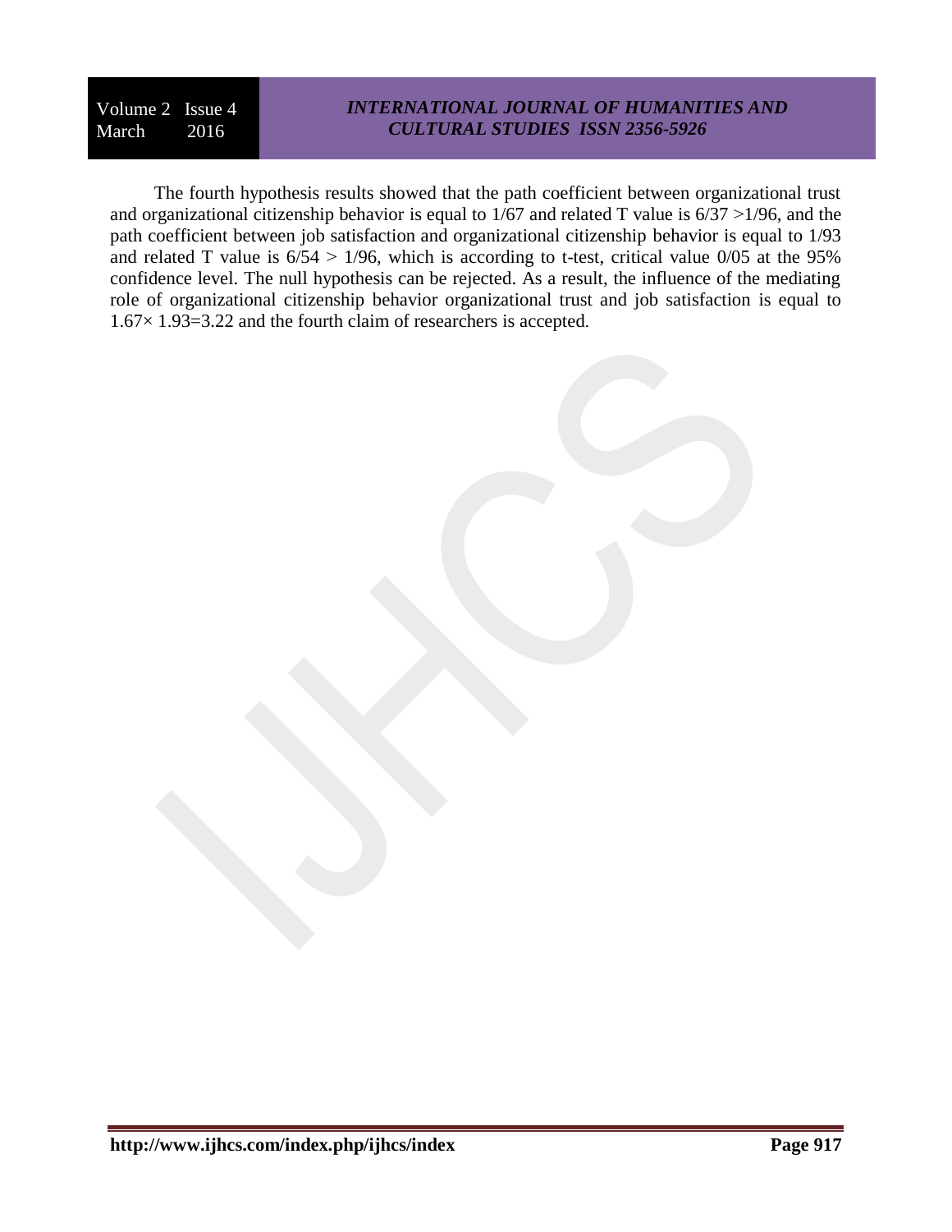The fourth hypothesis results showed that the path coefficient between organizational trust and organizational citizenship behavior is equal to 1/67 and related T value is 6/37 >1/96, and the path coefficient between job satisfaction and organizational citizenship behavior is equal to 1/93 and related T value is 6/54 > 1/96, which is according to t-test, critical value 0/05 at the 95% confidence level. The null hypothesis can be rejected. As a result, the influence of the mediating role of organizational citizenship behavior organizational trust and job satisfaction is equal to $1.67 \times 1.93 = 3.22$ and the fourth claim of researchers is accepted.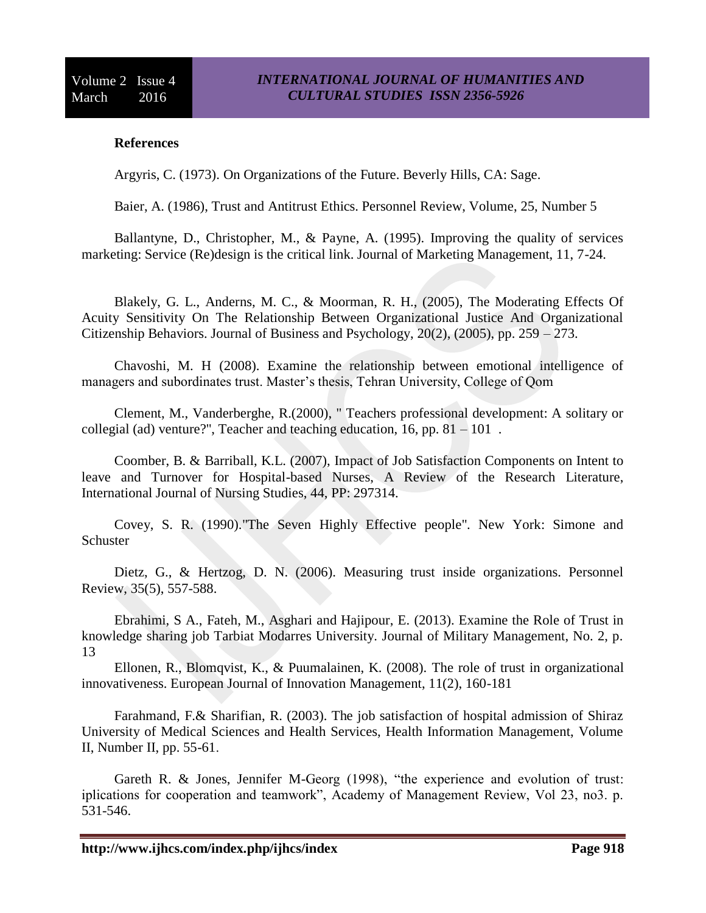**References**

Argyris, C. (1973). On Organizations of the Future. Beverly Hills, CA: Sage.

Baier, A. (1986), Trust and Antitrust Ethics. Personnel Review, Volume, 25, Number 5

Ballantyne, D., Christopher, M., & Payne, A. (1995). Improving the quality of services marketing: Service (Re)design is the critical link. Journal of Marketing Management, 11, 7-24.

Blakely, G. L., Anderns, M. C., & Moorman, R. H., (2005), The Moderating Effects Of Acuity Sensitivity On The Relationship Between Organizational Justice And Organizational Citizenship Behaviors. Journal of Business and Psychology, 20(2), (2005), pp. 259 – 273.

Chavoshi, M. H (2008). Examine the relationship between emotional intelligence of managers and subordinates trust. Master's thesis, Tehran University, College of Qom

Clement, M., Vanderberghe, R.(2000), " Teachers professional development: A solitary or collegial (ad) venture?", Teacher and teaching education, 16, pp. 81 – 101 .

Coomber, B. & Barriball, K.L. (2007), Impact of Job Satisfaction Components on Intent to leave and Turnover for Hospital-based Nurses, A Review of the Research Literature, International Journal of Nursing Studies, 44, PP: 297314.

Covey, S. R. (1990)."The Seven Highly Effective people". New York: Simone and Schuster

Dietz, G., & Hertzog, D. N. (2006). Measuring trust inside organizations. Personnel Review, 35(5), 557-588.

Ebrahimi, S A., Fateh, M., Asghari and Hajipour, E. (2013). Examine the Role of Trust in knowledge sharing job Tarbiat Modarres University. Journal of Military Management, No. 2, p. 13

Ellonen, R., Blomqvist, K., & Puumalainen, K. (2008). The role of trust in organizational innovativeness. European Journal of Innovation Management, 11(2), 160-181

Farahmand, F.& Sharifian, R. (2003). The job satisfaction of hospital admission of Shiraz University of Medical Sciences and Health Services, Health Information Management, Volume II, Number II, pp. 55-61.

Gareth R. & Jones, Jennifer M-Georg (1998), "the experience and evolution of trust: iplications for cooperation and teamwork", Academy of Management Review, Vol 23, no3. p. 531-546.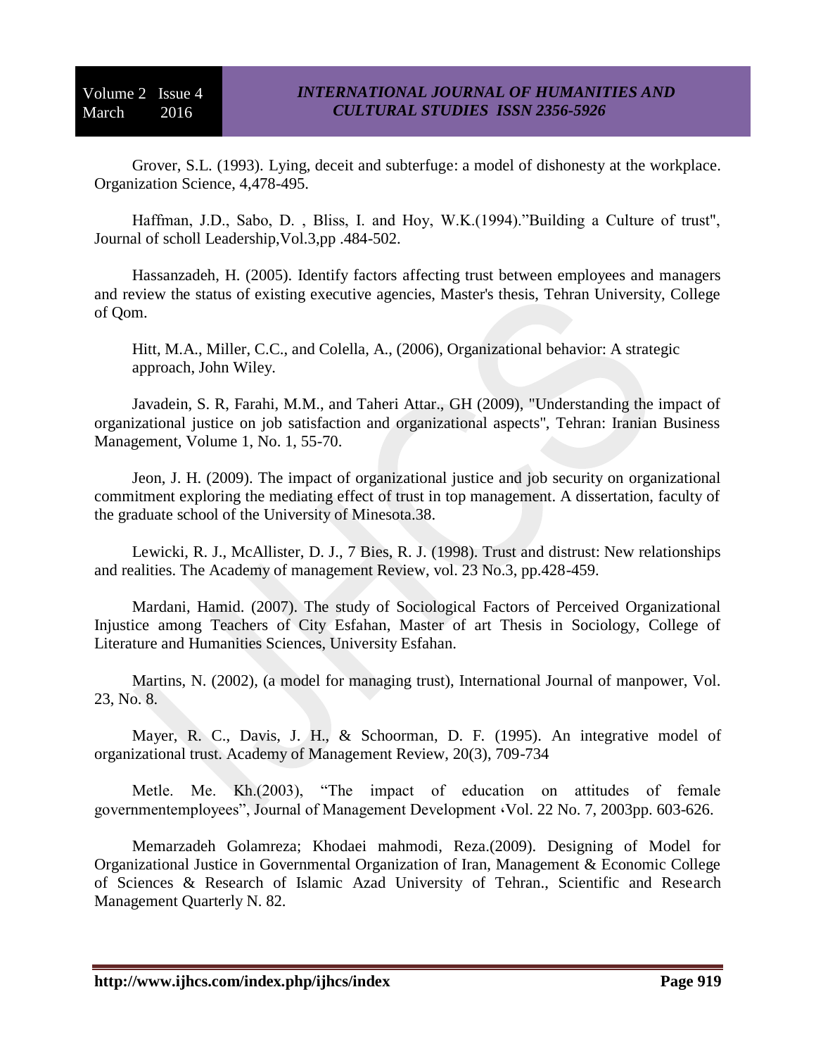Grover, S.L. (1993). Lying, deceit and subterfuge: a model of dishonesty at the workplace. Organization Science, 4,478-495.

Haffman, J.D., Sabo, D. , Bliss, I. and Hoy, W.K.(1994)."Building a Culture of trust", Journal of scholl Leadership,Vol.3,pp .484-502.

Hassanzadeh, H. (2005). Identify factors affecting trust between employees and managers and review the status of existing executive agencies, Master's thesis, Tehran University, College of Qom.

Hitt, M.A., Miller, C.C., and Colella, A., (2006), Organizational behavior: A strategic approach, John Wiley.

Javadein, S. R, Farahi, M.M., and Taheri Attar., GH (2009), "Understanding the impact of organizational justice on job satisfaction and organizational aspects", Tehran: Iranian Business Management, Volume 1, No. 1, 55-70.

Jeon, J. H. (2009). The impact of organizational justice and job security on organizational commitment exploring the mediating effect of trust in top management. A dissertation, faculty of the graduate school of the University of Minesota.38.

Lewicki, R. J., McAllister, D. J., 7 Bies, R. J. (1998). Trust and distrust: New relationships and realities. The Academy of management Review, vol. 23 No.3, pp.428-459.

Mardani, Hamid. (2007). The study of Sociological Factors of Perceived Organizational Injustice among Teachers of City Esfahan, Master of art Thesis in Sociology, College of Literature and Humanities Sciences, University Esfahan.

Martins, N. (2002), (a model for managing trust), International Journal of manpower, Vol. 23, No. 8.

Mayer, R. C., Davis, J. H., & Schoorman, D. F. (1995). An integrative model of organizational trust. Academy of Management Review, 20(3), 709-734

Metle. Me. Kh.(2003), "The impact of education on attitudes of female governmentemployees", Journal of Management Development ،Vol. 22 No. 7, 2003pp. 603-626.

Memarzadeh Golamreza; Khodaei mahmodi, Reza.(2009). Designing of Model for Organizational Justice in Governmental Organization of Iran, Management & Economic College of Sciences & Research of Islamic Azad University of Tehran., Scientific and Research Management Quarterly N. 82.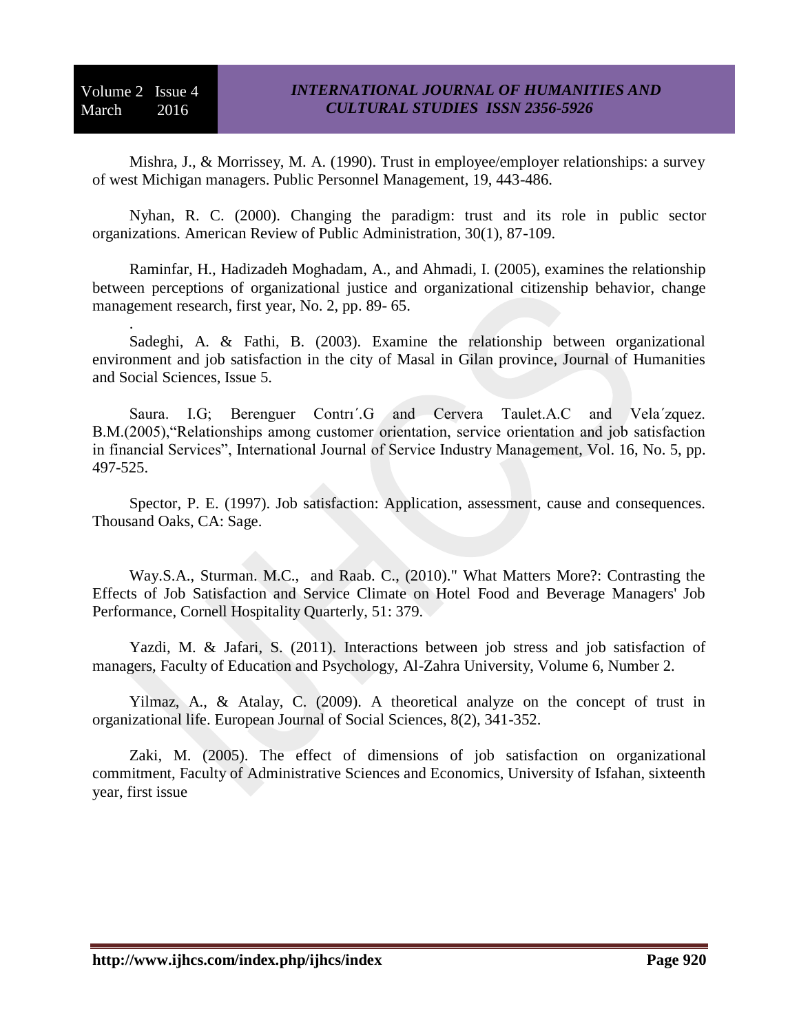Mishra, J., & Morrissey, M. A. (1990). Trust in employee/employer relationships: a survey of west Michigan managers. Public Personnel Management, 19, 443-486.

Nyhan, R. C. (2000). Changing the paradigm: trust and its role in public sector organizations. American Review of Public Administration, 30(1), 87-109.

Raminfar, H., Hadizadeh Moghadam, A., and Ahmadi, I. (2005), examines the relationship between perceptions of organizational justice and organizational citizenship behavior, change management research, first year, No. 2, pp. 89- 65.

.

Sadeghi, A. & Fathi, B. (2003). Examine the relationship between organizational environment and job satisfaction in the city of Masal in Gilan province, Journal of Humanities and Social Sciences, Issue 5.

Saura. I.G; Berenguer Contrı´.G and Cervera Taulet.A.C and Vela´zquez. B.M.(2005),"Relationships among customer orientation, service orientation and job satisfaction in financial Services", International Journal of Service Industry Management, Vol. 16, No. 5, pp. 497-525.

Spector, P. E. (1997). Job satisfaction: Application, assessment, cause and consequences. Thousand Oaks, CA: Sage.

Way.S.A., Sturman. M.C., and Raab. C., (2010)." What Matters More?: Contrasting the Effects of Job Satisfaction and Service Climate on Hotel Food and Beverage Managers' Job Performance, Cornell Hospitality Quarterly, 51: 379.

Yazdi, M. & Jafari, S. (2011). Interactions between job stress and job satisfaction of managers, Faculty of Education and Psychology, Al-Zahra University, Volume 6, Number 2.

Yilmaz, A., & Atalay, C. (2009). A theoretical analyze on the concept of trust in organizational life. European Journal of Social Sciences, 8(2), 341-352.

Zaki, M. (2005). The effect of dimensions of job satisfaction on organizational commitment, Faculty of Administrative Sciences and Economics, University of Isfahan, sixteenth year, first issue